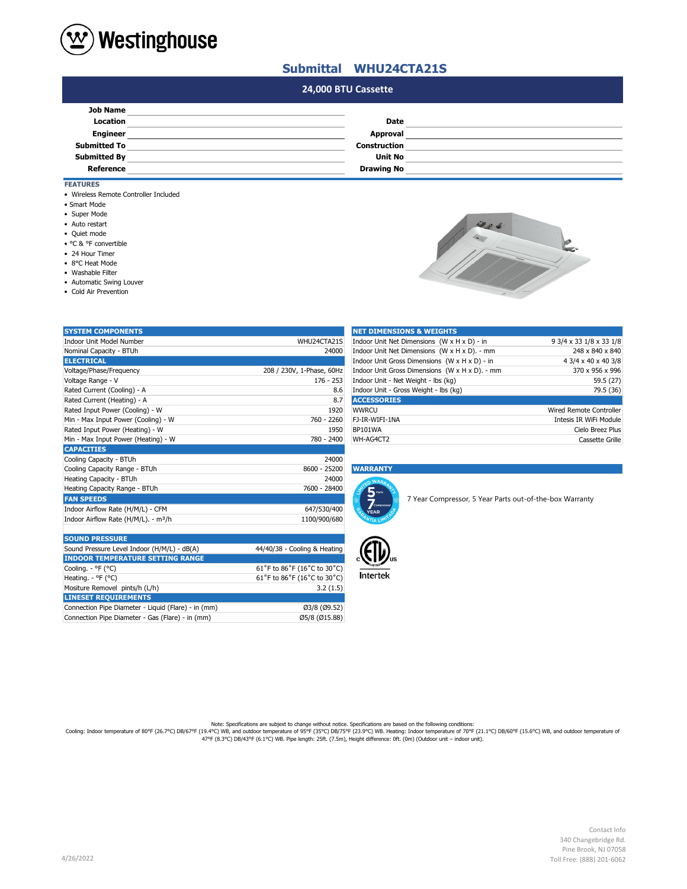# Westinghouse

## Submittal WHU24CTA21S

### 24,000 BTU Cassette

| | | | |
|---|---|---|---|
| **Job Name** | | | |
| **Location** | | **Date** | |
| **Engineer** | | **Approval** | |
| **Submitted To** | | **Construction** | |
| **Submitted By** | | **Unit No** | |
| **Reference** | | **Drawing No** | |

**FEATURES**

- Wireless Remote Controller Included
- Smart Mode
- Super Mode
- Auto restart
- Quiet mode
- °C & °F convertible
- 24 Hour Timer
- 8°C Heat Mode
- Washable Filter
- Automatic Swing Louver
- Cold Air Prevention

| SYSTEM COMPONENTS | |
|---|---|
| Indoor Unit Model Number | WHU24CTA21S |
| Nominal Capacity - BTUh | 24000 |
| **ELECTRICAL** | |
| Voltage/Phase/Frequency | 208 / 230V, 1-Phase, 60Hz |
| Voltage Range - V | 176 - 253 |
| Rated Current (Cooling) - A | 8.6 |
| Rated Current (Heating) - A | 8.7 |
| Rated Input Power (Cooling) - W | 1920 |
| Min - Max Input Power (Cooling) - W | 760 - 2260 |
| Rated Input Power (Heating) - W | 1950 |
| Min - Max Input Power (Heating) - W | 780 - 2400 |
| **CAPACITIES** | |
| Cooling Capacity - BTUh | 24000 |
| Cooling Capacity Range - BTUh | 8600 - 25200 |
| Heating Capacity - BTUh | 24000 |
| Heating Capacity Range - BTUh | 7600 - 28400 |
| **FAN SPEEDS** | |
| Indoor Airflow Rate (H/M/L) - CFM | 647/530/400 |
| Indoor Airflow Rate (H/M/L). - m³/h | 1100/900/680 |

| SOUND PRESSURE | |
|---|---|
| Sound Pressure Level Indoor (H/M/L) - dB(A) | 44/40/38 - Cooling & Heating |
| **INDOOR TEMPERATURE SETTING RANGE** | |
| Cooling. - °F (°C) | 61˚F to 86˚F (16˚C to 30˚C) |
| Heating. - °F (°C) | 61˚F to 86˚F (16˚C to 30˚C) |
| Mositure Removel pints/h (L/h) | 3.2 (1.5) |
| **LINESET REQUIREMENTS** | |
| Connection Pipe Diameter - Liquid (Flare) - in (mm) | Ø3/8 (Ø9.52) |
| Connection Pipe Diameter - Gas (Flare) - in (mm) | Ø5/8 (Ø15.88) |

| NET DIMENSIONS & WEIGHTS | |
|---|---|
| Indoor Unit Net Dimensions (W x H x D) - in | 9 3/4 x 33 1/8 x 33 1/8 |
| Indoor Unit Net Dimensions (W x H x D). - mm | 248 x 840 x 840 |
| Indoor Unit Gross Dimensions (W x H x D) - in | 4 3/4 x 40 x 40 3/8 |
| Indoor Unit Gross Dimensions (W x H x D). - mm | 370 x 956 x 996 |
| Indoor Unit - Net Weight - lbs (kg) | 59.5 (27) |
| Indoor Unit - Gross Weight - lbs (kg) | 79.5 (36) |
| **ACCESSORIES** | |
| WWRCU | Wired Remote Controller |
| FJ-IR-WIFI-1NA | Intesis IR WiFi Module |
| BP101WA | Cielo Breez Plus |
| WH-AG4CT2 | Cassette Grille |

**WARRANTY**

7 Year Compressor, 5 Year Parts out-of-the-box Warranty

Intertek

Note: Specifications are subject to change without notice. Specifications are based on the following conditions:
Cooling: Indoor temperature of 80°F (26.7°C) DB/67°F (19.4°C) WB, and outdoor temperature of 95°F (35°C) DB/75°F (23.9°C) WB. Heating: Indoor temperature of 70°F (21.1°C) DB/60°F (15.6°C) WB, and outdoor temperature of 47°F (8.3°C) DB/43°F (6.1°C) WB. Pipe length: 25ft. (7.5m), Height difference: 0ft. (0m) (Outdoor unit – indoor unit).

4/26/2022

Contact Info
340 Changebridge Rd.
Pine Brook, NJ 07058
Toll Free: (888) 201-6062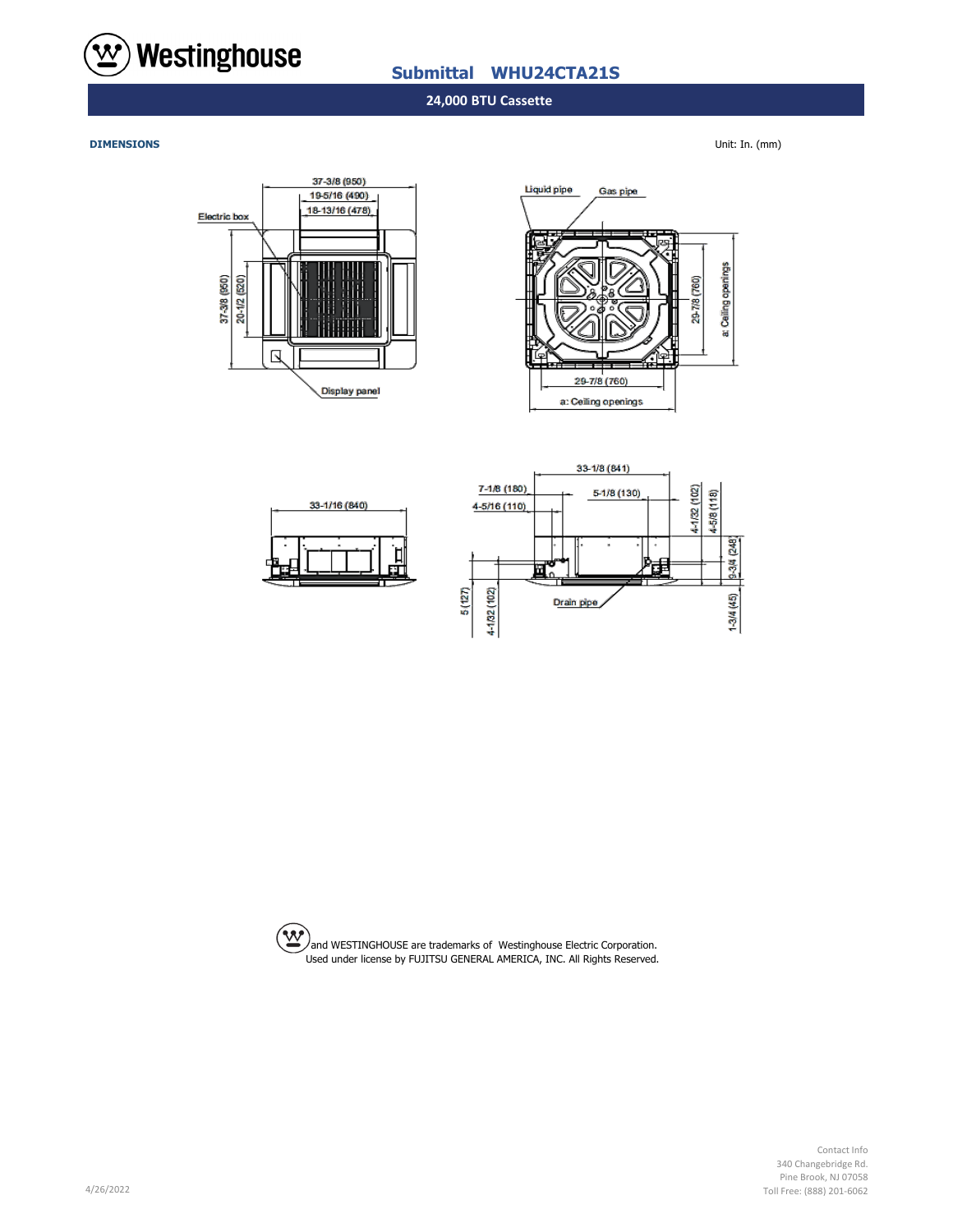Submittal WHU24CTA21S

**24,000 BTU Cassette**

**DIMENSIONS**

Unit: In. (mm)

37-3/8 (950)
19-5/16 (490)
18-13/16 (478)
Electric box
37-3/8 (950)
20-1/2 (520)
Display panel

Liquid pipe
Gas pipe
29-7/8 (760)
a: Ceiling openings
29-7/8 (760)
a: Ceiling openings

33-1/16 (840)

33-1/8 (841)
7-1/8 (180)
4-5/16 (110)
5-1/8 (130)
4-1/32 (102)
4-5/8 (118)
9-3/4 (248)
5 (127)
4-1/32 (102)
Drain pipe
1-3/4 (45)

and WESTINGHOUSE are trademarks of Westinghouse Electric Corporation.
Used under license by FUJITSU GENERAL AMERICA, INC. All Rights Reserved.

4/26/2022

Contact Info
340 Changebridge Rd.
Pine Brook, NJ 07058
Toll Free: (888) 201-6062